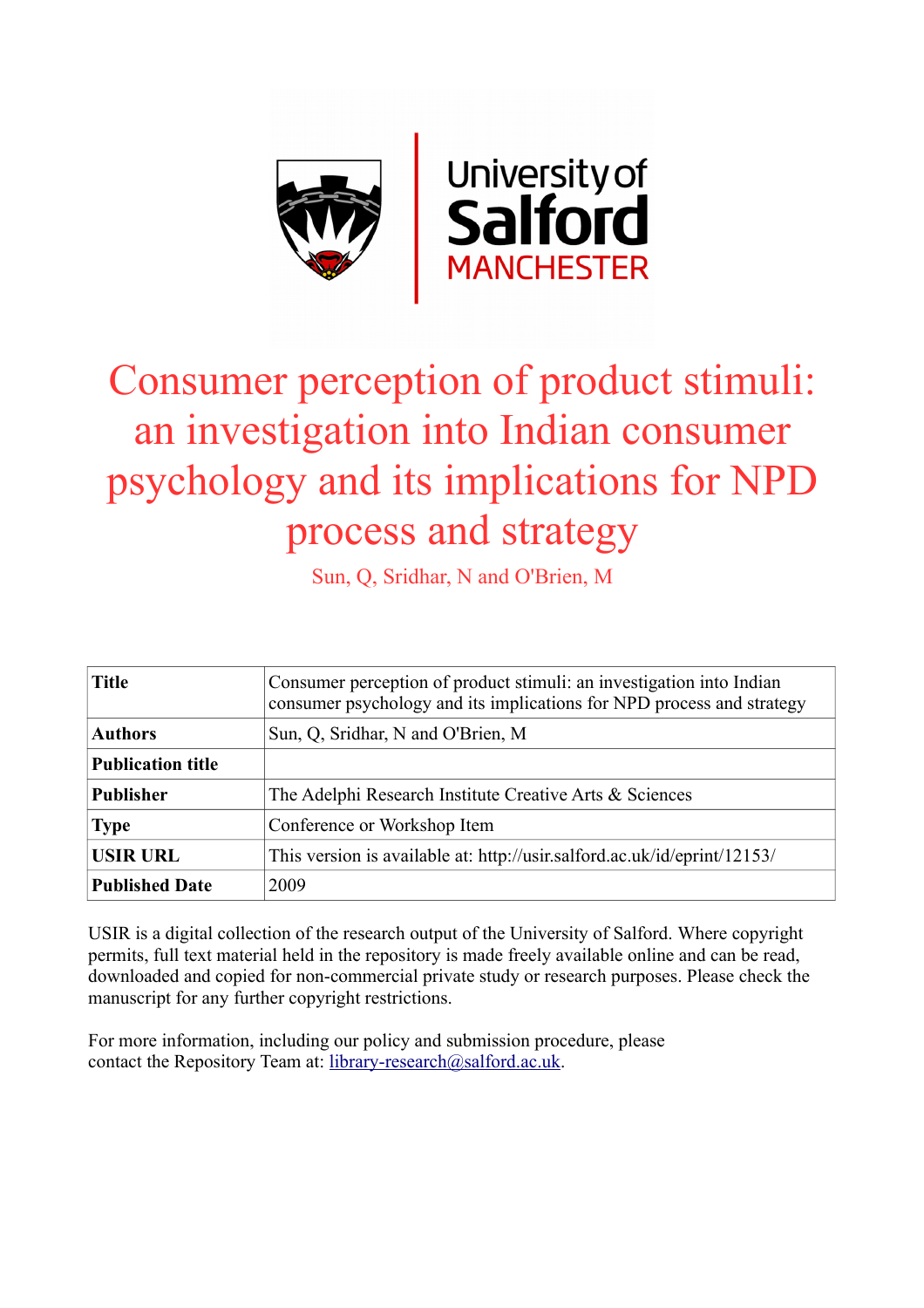# Consumer perception of product stimuli: an investigation into Indian consumer psychology and its implications for NPD process and strategy

Sun, Q, Sridhar, N and O'Brien, M

| **Title** | Consumer perception of product stimuli: an investigation into Indian consumer psychology and its implications for NPD process and strategy |
|---|---|
| **Authors** | Sun, Q, Sridhar, N and O'Brien, M |
| **Publication title** | |
| **Publisher** | The Adelphi Research Institute Creative Arts & Sciences |
| **Type** | Conference or Workshop Item |
| **USIR URL** | This version is available at: http://usir.salford.ac.uk/id/eprint/12153/ |
| **Published Date** | 2009 |

USIR is a digital collection of the research output of the University of Salford. Where copyright permits, full text material held in the repository is made freely available online and can be read, downloaded and copied for non-commercial private study or research purposes. Please check the manuscript for any further copyright restrictions.

For more information, including our policy and submission procedure, please contact the Repository Team at: library-research@salford.ac.uk.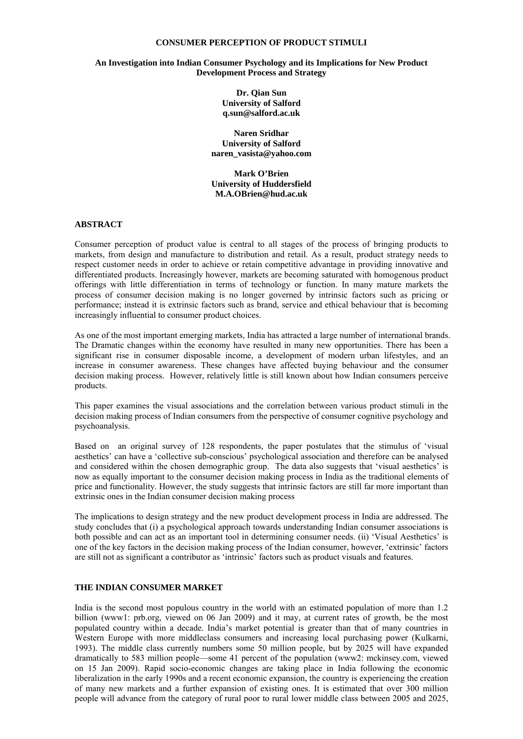# CONSUMER PERCEPTION OF PRODUCT STIMULI

## An Investigation into Indian Consumer Psychology and its Implications for New Product Development Process and Strategy

**Dr. Qian Sun**
**University of Salford**
**q.sun@salford.ac.uk**

**Naren Sridhar**
**University of Salford**
**naren_vasista@yahoo.com**

**Mark O'Brien**
**University of Huddersfield**
**M.A.OBrien@hud.ac.uk**

## ABSTRACT

Consumer perception of product value is central to all stages of the process of bringing products to markets, from design and manufacture to distribution and retail. As a result, product strategy needs to respect customer needs in order to achieve or retain competitive advantage in providing innovative and differentiated products. Increasingly however, markets are becoming saturated with homogenous product offerings with little differentiation in terms of technology or function. In many mature markets the process of consumer decision making is no longer governed by intrinsic factors such as pricing or performance; instead it is extrinsic factors such as brand, service and ethical behaviour that is becoming increasingly influential to consumer product choices.

As one of the most important emerging markets, India has attracted a large number of international brands. The Dramatic changes within the economy have resulted in many new opportunities. There has been a significant rise in consumer disposable income, a development of modern urban lifestyles, and an increase in consumer awareness. These changes have affected buying behaviour and the consumer decision making process. However, relatively little is still known about how Indian consumers perceive products.

This paper examines the visual associations and the correlation between various product stimuli in the decision making process of Indian consumers from the perspective of consumer cognitive psychology and psychoanalysis.

Based on an original survey of 128 respondents, the paper postulates that the stimulus of 'visual aesthetics' can have a 'collective sub-conscious' psychological association and therefore can be analysed and considered within the chosen demographic group. The data also suggests that 'visual aesthetics' is now as equally important to the consumer decision making process in India as the traditional elements of price and functionality. However, the study suggests that intrinsic factors are still far more important than extrinsic ones in the Indian consumer decision making process

The implications to design strategy and the new product development process in India are addressed. The study concludes that (i) a psychological approach towards understanding Indian consumer associations is both possible and can act as an important tool in determining consumer needs. (ii) 'Visual Aesthetics' is one of the key factors in the decision making process of the Indian consumer, however, 'extrinsic' factors are still not as significant a contributor as 'intrinsic' factors such as product visuals and features.

## THE INDIAN CONSUMER MARKET

India is the second most populous country in the world with an estimated population of more than 1.2 billion (www1: prb.org, viewed on 06 Jan 2009) and it may, at current rates of growth, be the most populated country within a decade. India's market potential is greater than that of many countries in Western Europe with more middleclass consumers and increasing local purchasing power (Kulkarni, 1993). The middle class currently numbers some 50 million people, but by 2025 will have expanded dramatically to 583 million people—some 41 percent of the population (www2: mckinsey.com, viewed on 15 Jan 2009). Rapid socio-economic changes are taking place in India following the economic liberalization in the early 1990s and a recent economic expansion, the country is experiencing the creation of many new markets and a further expansion of existing ones. It is estimated that over 300 million people will advance from the category of rural poor to rural lower middle class between 2005 and 2025,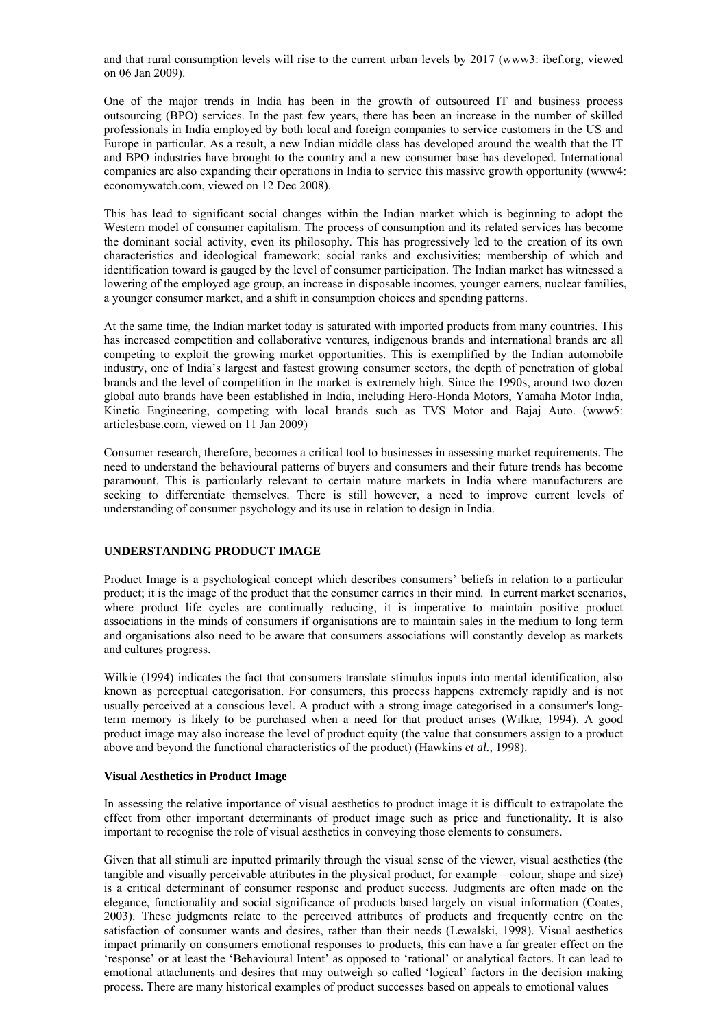and that rural consumption levels will rise to the current urban levels by 2017 (www3: ibef.org, viewed on 06 Jan 2009).

One of the major trends in India has been in the growth of outsourced IT and business process outsourcing (BPO) services. In the past few years, there has been an increase in the number of skilled professionals in India employed by both local and foreign companies to service customers in the US and Europe in particular. As a result, a new Indian middle class has developed around the wealth that the IT and BPO industries have brought to the country and a new consumer base has developed. International companies are also expanding their operations in India to service this massive growth opportunity (www4: economywatch.com, viewed on 12 Dec 2008).

This has lead to significant social changes within the Indian market which is beginning to adopt the Western model of consumer capitalism. The process of consumption and its related services has become the dominant social activity, even its philosophy. This has progressively led to the creation of its own characteristics and ideological framework; social ranks and exclusivities; membership of which and identification toward is gauged by the level of consumer participation. The Indian market has witnessed a lowering of the employed age group, an increase in disposable incomes, younger earners, nuclear families, a younger consumer market, and a shift in consumption choices and spending patterns.

At the same time, the Indian market today is saturated with imported products from many countries. This has increased competition and collaborative ventures, indigenous brands and international brands are all competing to exploit the growing market opportunities. This is exemplified by the Indian automobile industry, one of India's largest and fastest growing consumer sectors, the depth of penetration of global brands and the level of competition in the market is extremely high. Since the 1990s, around two dozen global auto brands have been established in India, including Hero-Honda Motors, Yamaha Motor India, Kinetic Engineering, competing with local brands such as TVS Motor and Bajaj Auto. (www5: articlesbase.com, viewed on 11 Jan 2009)

Consumer research, therefore, becomes a critical tool to businesses in assessing market requirements. The need to understand the behavioural patterns of buyers and consumers and their future trends has become paramount. This is particularly relevant to certain mature markets in India where manufacturers are seeking to differentiate themselves. There is still however, a need to improve current levels of understanding of consumer psychology and its use in relation to design in India.

## UNDERSTANDING PRODUCT IMAGE

Product Image is a psychological concept which describes consumers' beliefs in relation to a particular product; it is the image of the product that the consumer carries in their mind. In current market scenarios, where product life cycles are continually reducing, it is imperative to maintain positive product associations in the minds of consumers if organisations are to maintain sales in the medium to long term and organisations also need to be aware that consumers associations will constantly develop as markets and cultures progress.

Wilkie (1994) indicates the fact that consumers translate stimulus inputs into mental identification, also known as perceptual categorisation. For consumers, this process happens extremely rapidly and is not usually perceived at a conscious level. A product with a strong image categorised in a consumer's long-term memory is likely to be purchased when a need for that product arises (Wilkie, 1994). A good product image may also increase the level of product equity (the value that consumers assign to a product above and beyond the functional characteristics of the product) (Hawkins *et al.,* 1998).

### Visual Aesthetics in Product Image

In assessing the relative importance of visual aesthetics to product image it is difficult to extrapolate the effect from other important determinants of product image such as price and functionality. It is also important to recognise the role of visual aesthetics in conveying those elements to consumers.

Given that all stimuli are inputted primarily through the visual sense of the viewer, visual aesthetics (the tangible and visually perceivable attributes in the physical product, for example – colour, shape and size) is a critical determinant of consumer response and product success. Judgments are often made on the elegance, functionality and social significance of products based largely on visual information (Coates, 2003). These judgments relate to the perceived attributes of products and frequently centre on the satisfaction of consumer wants and desires, rather than their needs (Lewalski, 1998). Visual aesthetics impact primarily on consumers emotional responses to products, this can have a far greater effect on the 'response' or at least the 'Behavioural Intent' as opposed to 'rational' or analytical factors. It can lead to emotional attachments and desires that may outweigh so called 'logical' factors in the decision making process. There are many historical examples of product successes based on appeals to emotional values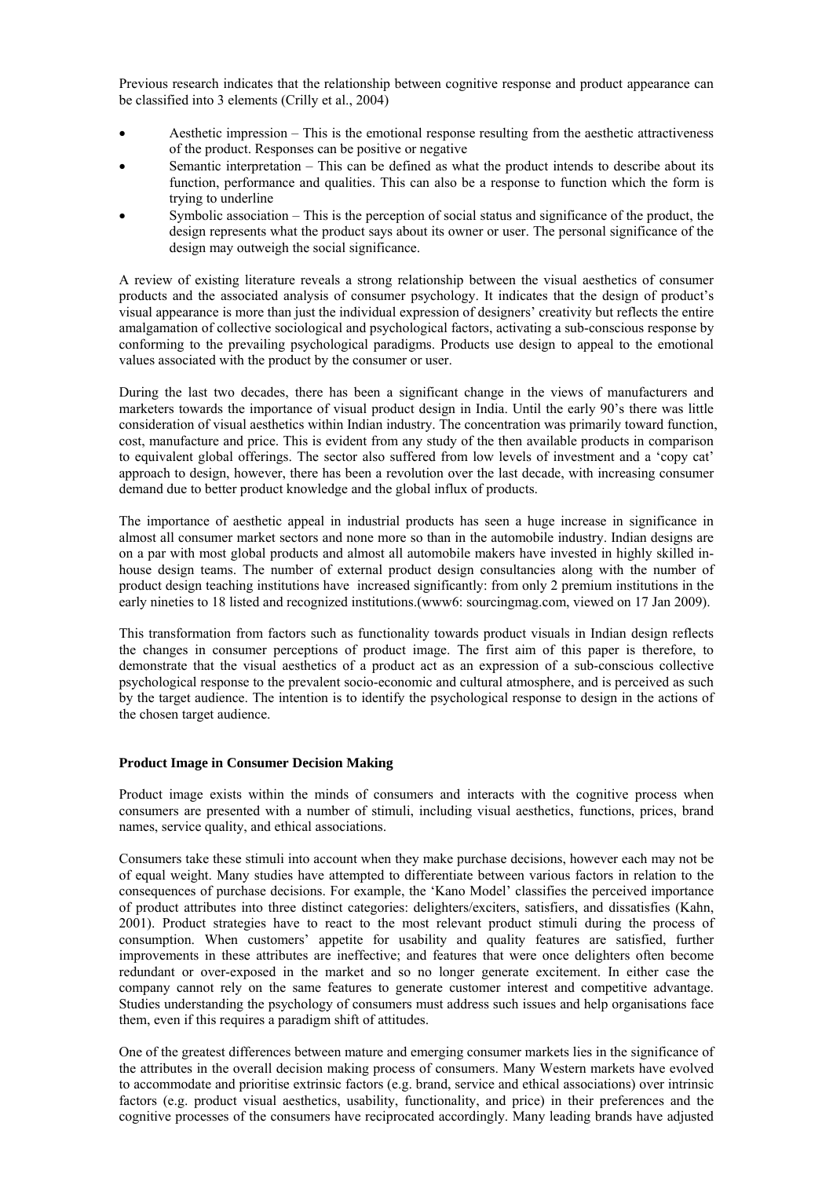Previous research indicates that the relationship between cognitive response and product appearance can be classified into 3 elements (Crilly et al., 2004)

- Aesthetic impression – This is the emotional response resulting from the aesthetic attractiveness of the product. Responses can be positive or negative
- Semantic interpretation – This can be defined as what the product intends to describe about its function, performance and qualities. This can also be a response to function which the form is trying to underline
- Symbolic association – This is the perception of social status and significance of the product, the design represents what the product says about its owner or user. The personal significance of the design may outweigh the social significance.

A review of existing literature reveals a strong relationship between the visual aesthetics of consumer products and the associated analysis of consumer psychology. It indicates that the design of product's visual appearance is more than just the individual expression of designers' creativity but reflects the entire amalgamation of collective sociological and psychological factors, activating a sub-conscious response by conforming to the prevailing psychological paradigms. Products use design to appeal to the emotional values associated with the product by the consumer or user.

During the last two decades, there has been a significant change in the views of manufacturers and marketers towards the importance of visual product design in India. Until the early 90's there was little consideration of visual aesthetics within Indian industry. The concentration was primarily toward function, cost, manufacture and price. This is evident from any study of the then available products in comparison to equivalent global offerings. The sector also suffered from low levels of investment and a 'copy cat' approach to design, however, there has been a revolution over the last decade, with increasing consumer demand due to better product knowledge and the global influx of products.

The importance of aesthetic appeal in industrial products has seen a huge increase in significance in almost all consumer market sectors and none more so than in the automobile industry. Indian designs are on a par with most global products and almost all automobile makers have invested in highly skilled in-house design teams. The number of external product design consultancies along with the number of product design teaching institutions have increased significantly: from only 2 premium institutions in the early nineties to 18 listed and recognized institutions.(www6: sourcingmag.com, viewed on 17 Jan 2009).

This transformation from factors such as functionality towards product visuals in Indian design reflects the changes in consumer perceptions of product image. The first aim of this paper is therefore, to demonstrate that the visual aesthetics of a product act as an expression of a sub-conscious collective psychological response to the prevalent socio-economic and cultural atmosphere, and is perceived as such by the target audience. The intention is to identify the psychological response to design in the actions of the chosen target audience.

### Product Image in Consumer Decision Making

Product image exists within the minds of consumers and interacts with the cognitive process when consumers are presented with a number of stimuli, including visual aesthetics, functions, prices, brand names, service quality, and ethical associations.

Consumers take these stimuli into account when they make purchase decisions, however each may not be of equal weight. Many studies have attempted to differentiate between various factors in relation to the consequences of purchase decisions. For example, the 'Kano Model' classifies the perceived importance of product attributes into three distinct categories: delighters/exciters, satisfiers, and dissatisfies (Kahn, 2001). Product strategies have to react to the most relevant product stimuli during the process of consumption. When customers' appetite for usability and quality features are satisfied, further improvements in these attributes are ineffective; and features that were once delighters often become redundant or over-exposed in the market and so no longer generate excitement. In either case the company cannot rely on the same features to generate customer interest and competitive advantage. Studies understanding the psychology of consumers must address such issues and help organisations face them, even if this requires a paradigm shift of attitudes.

One of the greatest differences between mature and emerging consumer markets lies in the significance of the attributes in the overall decision making process of consumers. Many Western markets have evolved to accommodate and prioritise extrinsic factors (e.g. brand, service and ethical associations) over intrinsic factors (e.g. product visual aesthetics, usability, functionality, and price) in their preferences and the cognitive processes of the consumers have reciprocated accordingly. Many leading brands have adjusted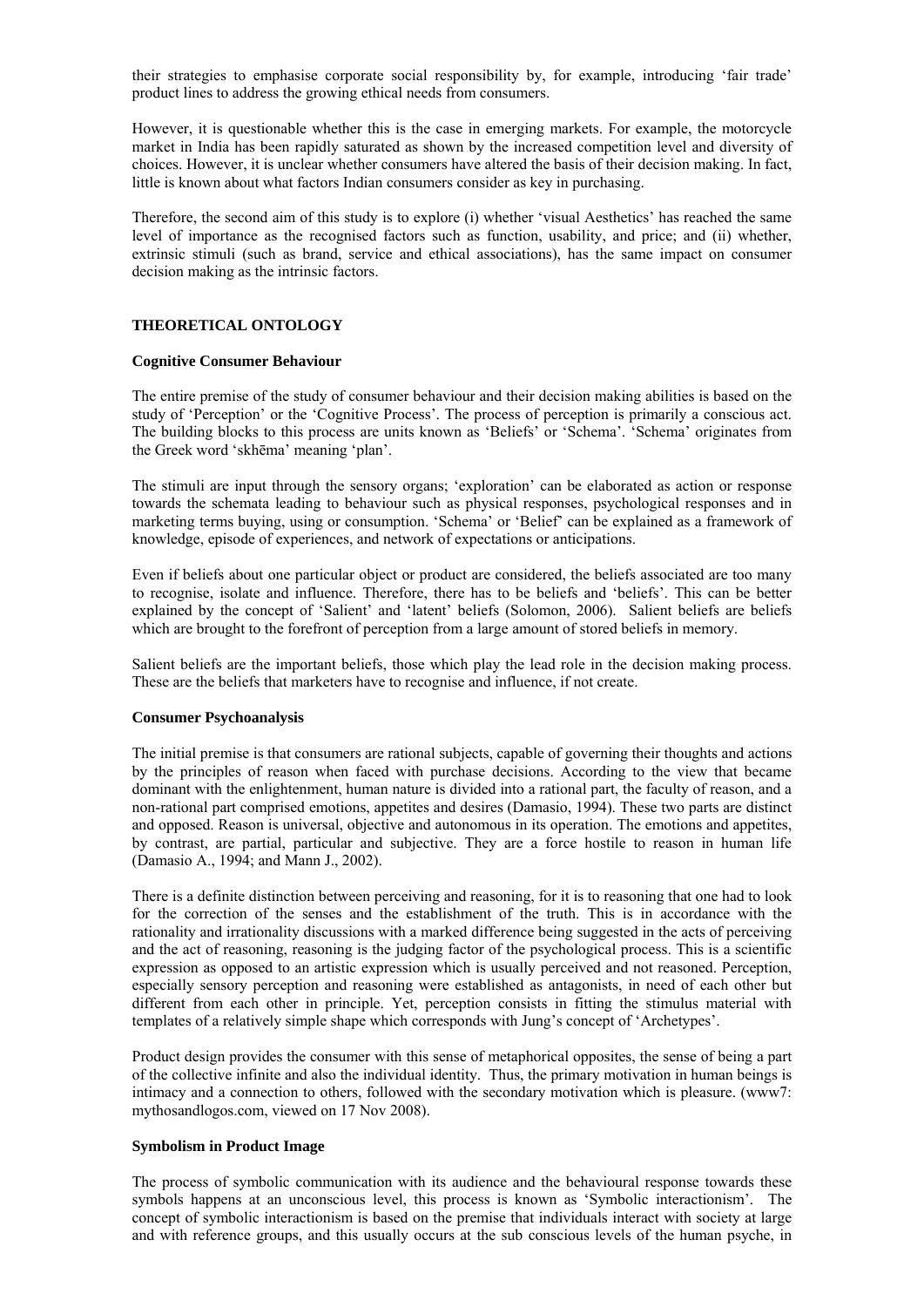their strategies to emphasise corporate social responsibility by, for example, introducing 'fair trade' product lines to address the growing ethical needs from consumers.

However, it is questionable whether this is the case in emerging markets. For example, the motorcycle market in India has been rapidly saturated as shown by the increased competition level and diversity of choices. However, it is unclear whether consumers have altered the basis of their decision making. In fact, little is known about what factors Indian consumers consider as key in purchasing.

Therefore, the second aim of this study is to explore (i) whether 'visual Aesthetics' has reached the same level of importance as the recognised factors such as function, usability, and price; and (ii) whether, extrinsic stimuli (such as brand, service and ethical associations), has the same impact on consumer decision making as the intrinsic factors.

## THEORETICAL ONTOLOGY

### Cognitive Consumer Behaviour

The entire premise of the study of consumer behaviour and their decision making abilities is based on the study of 'Perception' or the 'Cognitive Process'. The process of perception is primarily a conscious act. The building blocks to this process are units known as 'Beliefs' or 'Schema'. 'Schema' originates from the Greek word 'skhēma' meaning 'plan'.

The stimuli are input through the sensory organs; 'exploration' can be elaborated as action or response towards the schemata leading to behaviour such as physical responses, psychological responses and in marketing terms buying, using or consumption. 'Schema' or 'Belief' can be explained as a framework of knowledge, episode of experiences, and network of expectations or anticipations.

Even if beliefs about one particular object or product are considered, the beliefs associated are too many to recognise, isolate and influence. Therefore, there has to be beliefs and 'beliefs'. This can be better explained by the concept of 'Salient' and 'latent' beliefs (Solomon, 2006). Salient beliefs are beliefs which are brought to the forefront of perception from a large amount of stored beliefs in memory.

Salient beliefs are the important beliefs, those which play the lead role in the decision making process. These are the beliefs that marketers have to recognise and influence, if not create.

### Consumer Psychoanalysis

The initial premise is that consumers are rational subjects, capable of governing their thoughts and actions by the principles of reason when faced with purchase decisions. According to the view that became dominant with the enlightenment, human nature is divided into a rational part, the faculty of reason, and a non-rational part comprised emotions, appetites and desires (Damasio, 1994). These two parts are distinct and opposed. Reason is universal, objective and autonomous in its operation. The emotions and appetites, by contrast, are partial, particular and subjective. They are a force hostile to reason in human life (Damasio A., 1994; and Mann J., 2002).

There is a definite distinction between perceiving and reasoning, for it is to reasoning that one had to look for the correction of the senses and the establishment of the truth. This is in accordance with the rationality and irrationality discussions with a marked difference being suggested in the acts of perceiving and the act of reasoning, reasoning is the judging factor of the psychological process. This is a scientific expression as opposed to an artistic expression which is usually perceived and not reasoned. Perception, especially sensory perception and reasoning were established as antagonists, in need of each other but different from each other in principle. Yet, perception consists in fitting the stimulus material with templates of a relatively simple shape which corresponds with Jung's concept of 'Archetypes'.

Product design provides the consumer with this sense of metaphorical opposites, the sense of being a part of the collective infinite and also the individual identity. Thus, the primary motivation in human beings is intimacy and a connection to others, followed with the secondary motivation which is pleasure. (www7: mythosandlogos.com, viewed on 17 Nov 2008).

### Symbolism in Product Image

The process of symbolic communication with its audience and the behavioural response towards these symbols happens at an unconscious level, this process is known as 'Symbolic interactionism'. The concept of symbolic interactionism is based on the premise that individuals interact with society at large and with reference groups, and this usually occurs at the sub conscious levels of the human psyche, in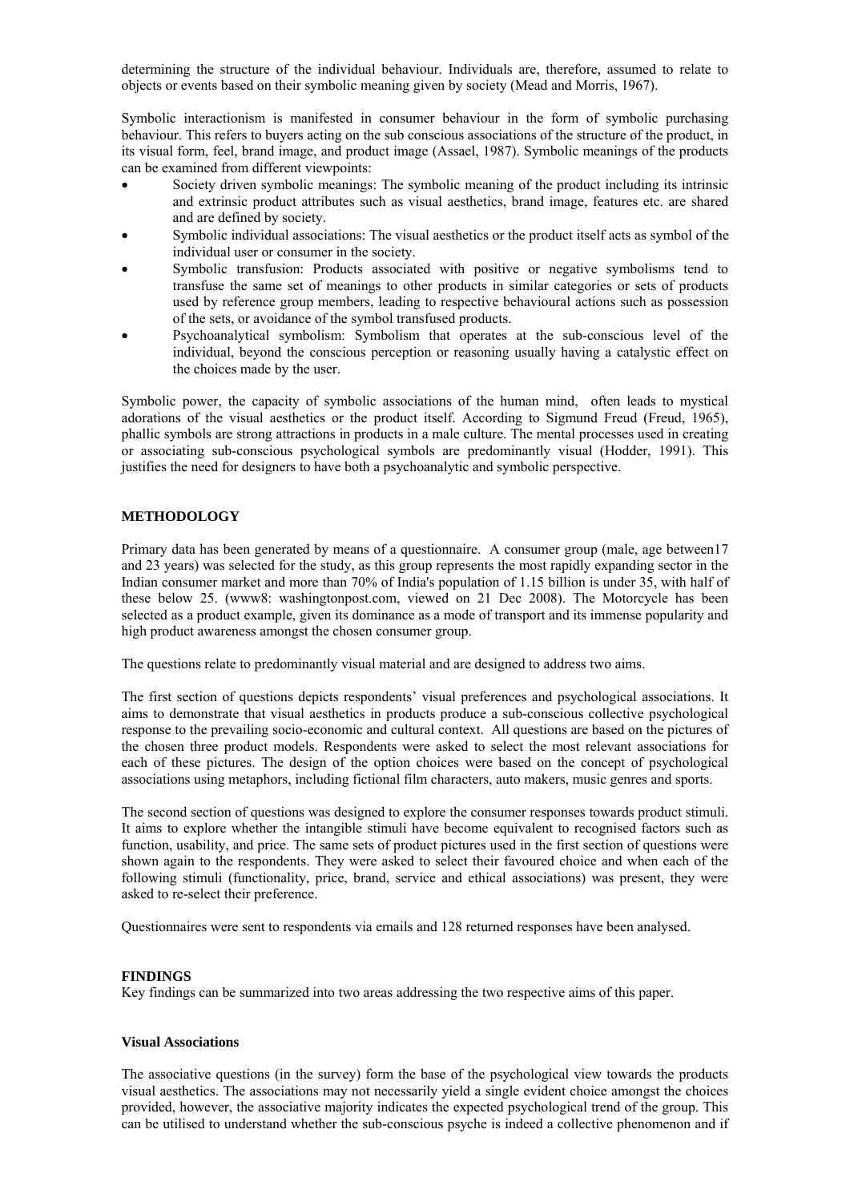determining the structure of the individual behaviour. Individuals are, therefore, assumed to relate to objects or events based on their symbolic meaning given by society (Mead and Morris, 1967).

Symbolic interactionism is manifested in consumer behaviour in the form of symbolic purchasing behaviour. This refers to buyers acting on the sub conscious associations of the structure of the product, in its visual form, feel, brand image, and product image (Assael, 1987). Symbolic meanings of the products can be examined from different viewpoints:

- Society driven symbolic meanings: The symbolic meaning of the product including its intrinsic and extrinsic product attributes such as visual aesthetics, brand image, features etc. are shared and are defined by society.
- Symbolic individual associations: The visual aesthetics or the product itself acts as symbol of the individual user or consumer in the society.
- Symbolic transfusion: Products associated with positive or negative symbolisms tend to transfuse the same set of meanings to other products in similar categories or sets of products used by reference group members, leading to respective behavioural actions such as possession of the sets, or avoidance of the symbol transfused products.
- Psychoanalytical symbolism: Symbolism that operates at the sub-conscious level of the individual, beyond the conscious perception or reasoning usually having a catalystic effect on the choices made by the user.

Symbolic power, the capacity of symbolic associations of the human mind, often leads to mystical adorations of the visual aesthetics or the product itself. According to Sigmund Freud (Freud, 1965), phallic symbols are strong attractions in products in a male culture. The mental processes used in creating or associating sub-conscious psychological symbols are predominantly visual (Hodder, 1991). This justifies the need for designers to have both a psychoanalytic and symbolic perspective.

## METHODOLOGY

Primary data has been generated by means of a questionnaire. A consumer group (male, age between17 and 23 years) was selected for the study, as this group represents the most rapidly expanding sector in the Indian consumer market and more than 70% of India's population of 1.15 billion is under 35, with half of these below 25. (www8: washingtonpost.com, viewed on 21 Dec 2008). The Motorcycle has been selected as a product example, given its dominance as a mode of transport and its immense popularity and high product awareness amongst the chosen consumer group.

The questions relate to predominantly visual material and are designed to address two aims.

The first section of questions depicts respondents' visual preferences and psychological associations. It aims to demonstrate that visual aesthetics in products produce a sub-conscious collective psychological response to the prevailing socio-economic and cultural context. All questions are based on the pictures of the chosen three product models. Respondents were asked to select the most relevant associations for each of these pictures. The design of the option choices were based on the concept of psychological associations using metaphors, including fictional film characters, auto makers, music genres and sports.

The second section of questions was designed to explore the consumer responses towards product stimuli. It aims to explore whether the intangible stimuli have become equivalent to recognised factors such as function, usability, and price. The same sets of product pictures used in the first section of questions were shown again to the respondents. They were asked to select their favoured choice and when each of the following stimuli (functionality, price, brand, service and ethical associations) was present, they were asked to re-select their preference.

Questionnaires were sent to respondents via emails and 128 returned responses have been analysed.

## FINDINGS

Key findings can be summarized into two areas addressing the two respective aims of this paper.

### Visual Associations

The associative questions (in the survey) form the base of the psychological view towards the products visual aesthetics. The associations may not necessarily yield a single evident choice amongst the choices provided, however, the associative majority indicates the expected psychological trend of the group. This can be utilised to understand whether the sub-conscious psyche is indeed a collective phenomenon and if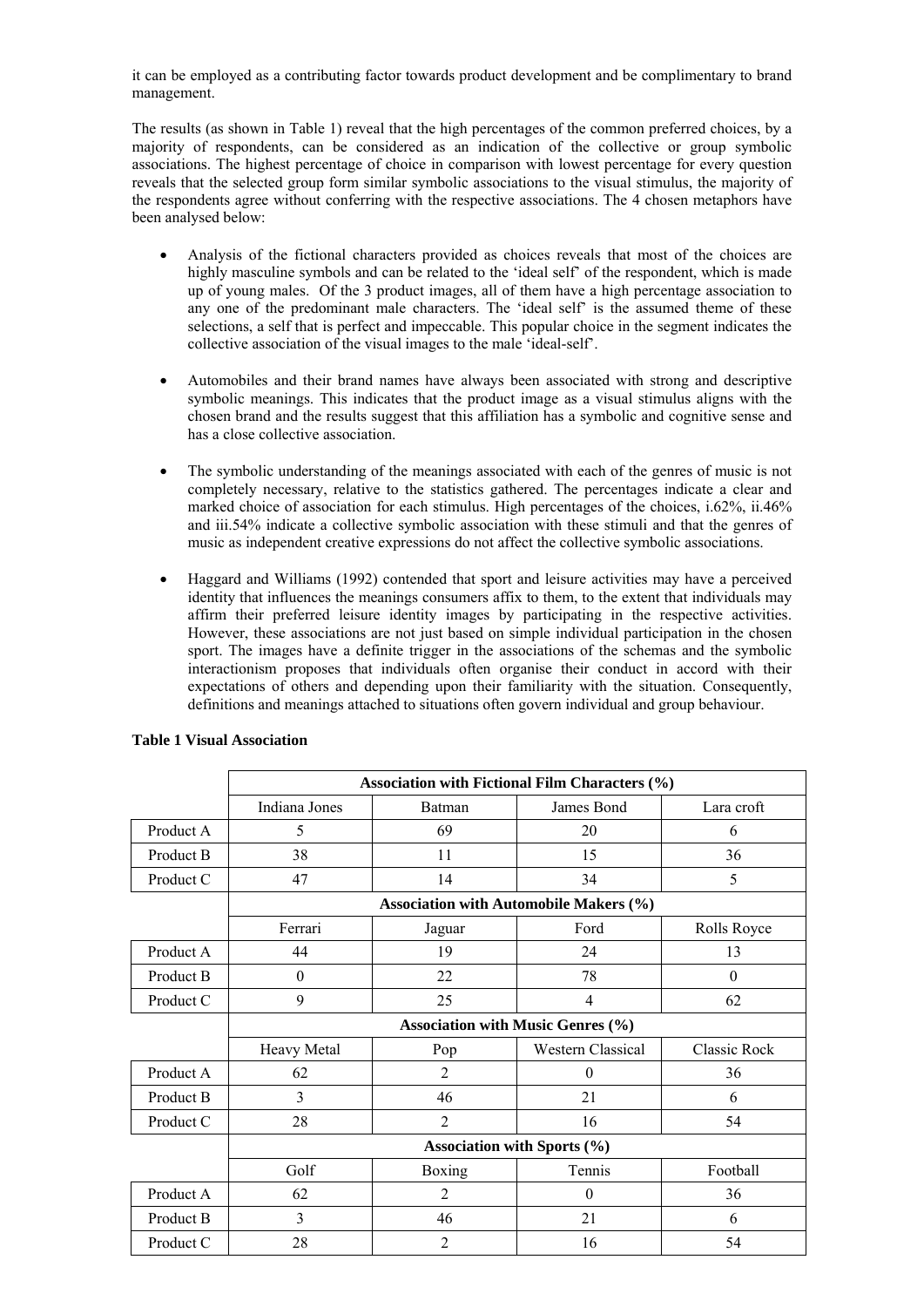it can be employed as a contributing factor towards product development and be complimentary to brand management.

The results (as shown in Table 1) reveal that the high percentages of the common preferred choices, by a majority of respondents, can be considered as an indication of the collective or group symbolic associations. The highest percentage of choice in comparison with lowest percentage for every question reveals that the selected group form similar symbolic associations to the visual stimulus, the majority of the respondents agree without conferring with the respective associations. The 4 chosen metaphors have been analysed below:

- Analysis of the fictional characters provided as choices reveals that most of the choices are highly masculine symbols and can be related to the 'ideal self' of the respondent, which is made up of young males. Of the 3 product images, all of them have a high percentage association to any one of the predominant male characters. The 'ideal self' is the assumed theme of these selections, a self that is perfect and impeccable. This popular choice in the segment indicates the collective association of the visual images to the male 'ideal-self'.

- Automobiles and their brand names have always been associated with strong and descriptive symbolic meanings. This indicates that the product image as a visual stimulus aligns with the chosen brand and the results suggest that this affiliation has a symbolic and cognitive sense and has a close collective association.

- The symbolic understanding of the meanings associated with each of the genres of music is not completely necessary, relative to the statistics gathered. The percentages indicate a clear and marked choice of association for each stimulus. High percentages of the choices, i.62%, ii.46% and iii.54% indicate a collective symbolic association with these stimuli and that the genres of music as independent creative expressions do not affect the collective symbolic associations.

- Haggard and Williams (1992) contended that sport and leisure activities may have a perceived identity that influences the meanings consumers affix to them, to the extent that individuals may affirm their preferred leisure identity images by participating in the respective activities. However, these associations are not just based on simple individual participation in the chosen sport. The images have a definite trigger in the associations of the schemas and the symbolic interactionism proposes that individuals often organise their conduct in accord with their expectations of others and depending upon their familiarity with the situation. Consequently, definitions and meanings attached to situations often govern individual and group behaviour.

**Table 1 Visual Association**

| | **Association with Fictional Film Characters (%)** | | | |
|---|---|---|---|---|
| | Indiana Jones | Batman | James Bond | Lara croft |
| Product A | 5 | 69 | 20 | 6 |
| Product B | 38 | 11 | 15 | 36 |
| Product C | 47 | 14 | 34 | 5 |
| | **Association with Automobile Makers (%)** | | | |
| | Ferrari | Jaguar | Ford | Rolls Royce |
| Product A | 44 | 19 | 24 | 13 |
| Product B | 0 | 22 | 78 | 0 |
| Product C | 9 | 25 | 4 | 62 |
| | **Association with Music Genres (%)** | | | |
| | Heavy Metal | Pop | Western Classical | Classic Rock |
| Product A | 62 | 2 | 0 | 36 |
| Product B | 3 | 46 | 21 | 6 |
| Product C | 28 | 2 | 16 | 54 |
| | **Association with Sports (%)** | | | |
| | Golf | Boxing | Tennis | Football |
| Product A | 62 | 2 | 0 | 36 |
| Product B | 3 | 46 | 21 | 6 |
| Product C | 28 | 2 | 16 | 54 |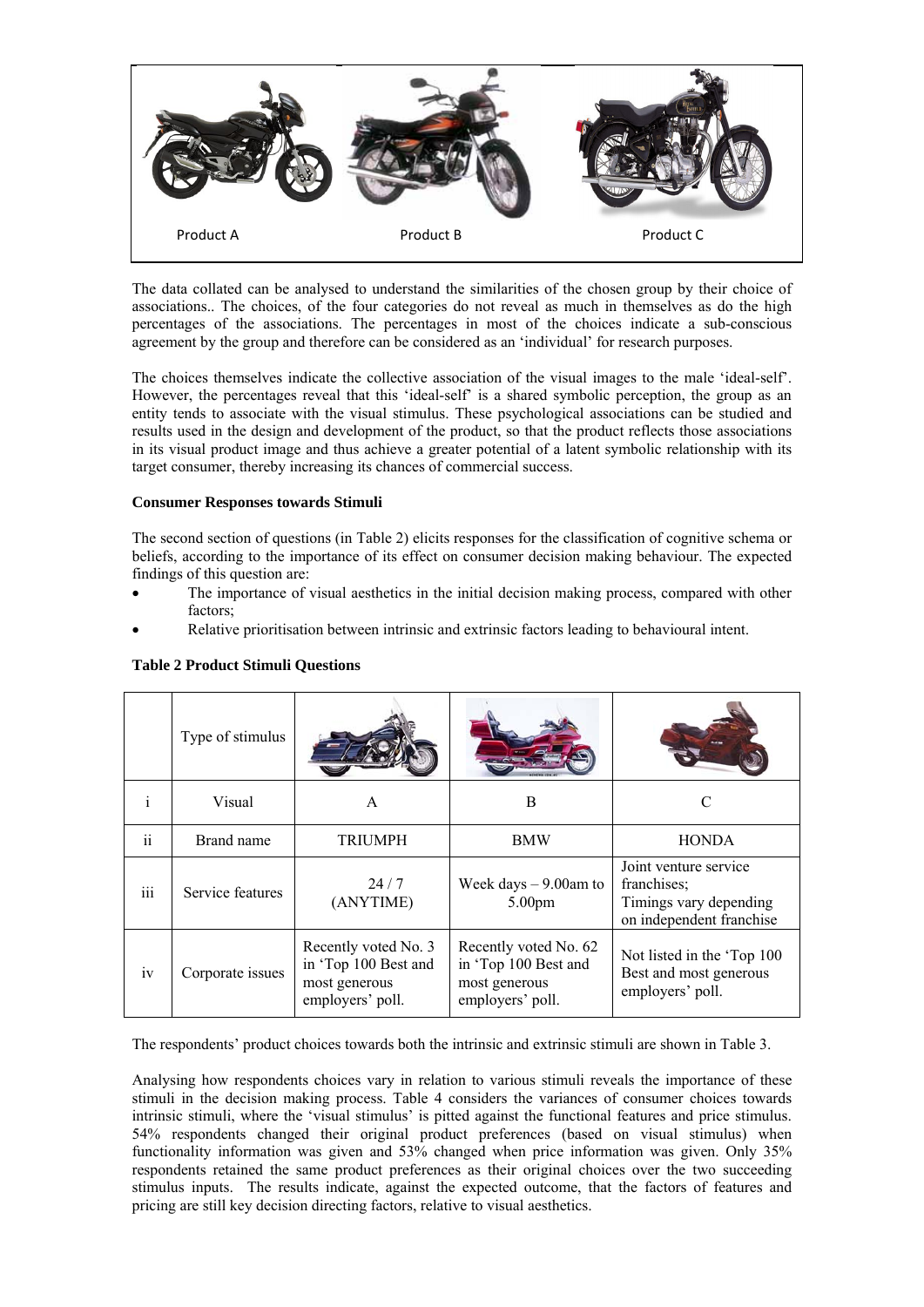Product A Product B Product C

The data collated can be analysed to understand the similarities of the chosen group by their choice of associations.. The choices, of the four categories do not reveal as much in themselves as do the high percentages of the associations. The percentages in most of the choices indicate a sub-conscious agreement by the group and therefore can be considered as an 'individual' for research purposes.

The choices themselves indicate the collective association of the visual images to the male 'ideal-self'. However, the percentages reveal that this 'ideal-self' is a shared symbolic perception, the group as an entity tends to associate with the visual stimulus. These psychological associations can be studied and results used in the design and development of the product, so that the product reflects those associations in its visual product image and thus achieve a greater potential of a latent symbolic relationship with its target consumer, thereby increasing its chances of commercial success.

**Consumer Responses towards Stimuli**

The second section of questions (in Table 2) elicits responses for the classification of cognitive schema or beliefs, according to the importance of its effect on consumer decision making behaviour. The expected findings of this question are:

- The importance of visual aesthetics in the initial decision making process, compared with other factors;
- Relative prioritisation between intrinsic and extrinsic factors leading to behavioural intent.

**Table 2 Product Stimuli Questions**

| | Type of stimulus | | | |
|---|---|---|---|---|
| i | Visual | A | B | C |
| ii | Brand name | TRIUMPH | BMW | HONDA |
| iii | Service features | 24 / 7 (ANYTIME) | Week days – 9.00am to 5.00pm | Joint venture service franchises; Timings vary depending on independent franchise |
| iv | Corporate issues | Recently voted No. 3 in 'Top 100 Best and most generous employers' poll. | Recently voted No. 62 in 'Top 100 Best and most generous employers' poll. | Not listed in the 'Top 100 Best and most generous employers' poll. |

The respondents' product choices towards both the intrinsic and extrinsic stimuli are shown in Table 3.

Analysing how respondents choices vary in relation to various stimuli reveals the importance of these stimuli in the decision making process. Table 4 considers the variances of consumer choices towards intrinsic stimuli, where the 'visual stimulus' is pitted against the functional features and price stimulus. 54% respondents changed their original product preferences (based on visual stimulus) when functionality information was given and 53% changed when price information was given. Only 35% respondents retained the same product preferences as their original choices over the two succeeding stimulus inputs. The results indicate, against the expected outcome, that the factors of features and pricing are still key decision directing factors, relative to visual aesthetics.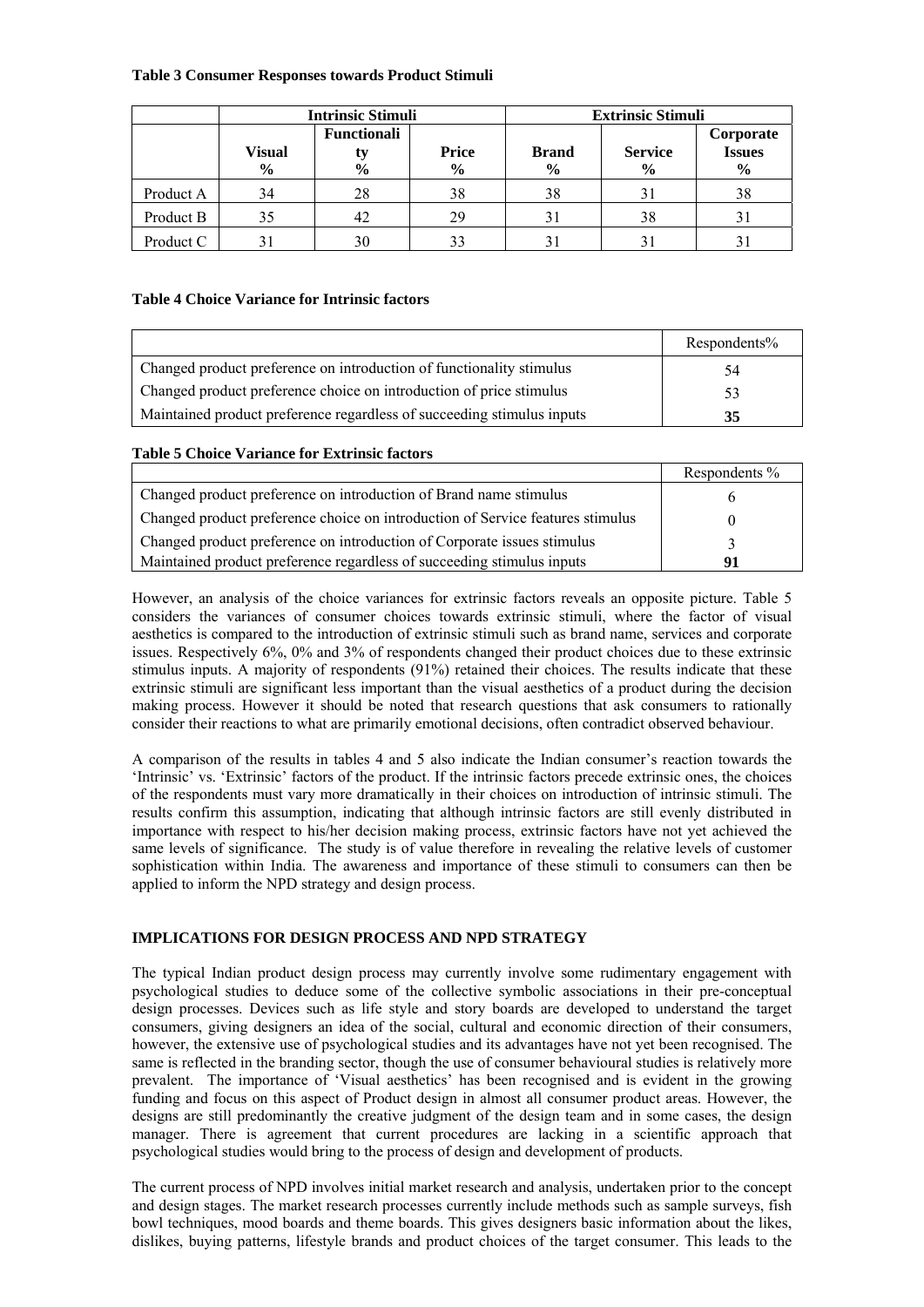**Table 3 Consumer Responses towards Product Stimuli**

| | Intrinsic Stimuli | | | Extrinsic Stimuli | | |
|---|---|---|---|---|---|---|
| | Visual % | Functionality % | Price % | Brand % | Service % | Corporate Issues % |
| Product A | 34 | 28 | 38 | 38 | 31 | 38 |
| Product B | 35 | 42 | 29 | 31 | 38 | 31 |
| Product C | 31 | 30 | 33 | 31 | 31 | 31 |

**Table 4 Choice Variance for Intrinsic factors**

| | Respondents% |
|---|---|
| Changed product preference on introduction of functionality stimulus | 54 |
| Changed product preference choice on introduction of price stimulus | 53 |
| Maintained product preference regardless of succeeding stimulus inputs | **35** |

**Table 5 Choice Variance for Extrinsic factors**

| | Respondents % |
|---|---|
| Changed product preference on introduction of Brand name stimulus | 6 |
| Changed product preference choice on introduction of Service features stimulus | 0 |
| Changed product preference on introduction of Corporate issues stimulus | 3 |
| Maintained product preference regardless of succeeding stimulus inputs | **91** |

However, an analysis of the choice variances for extrinsic factors reveals an opposite picture. Table 5 considers the variances of consumer choices towards extrinsic stimuli, where the factor of visual aesthetics is compared to the introduction of extrinsic stimuli such as brand name, services and corporate issues. Respectively 6%, 0% and 3% of respondents changed their product choices due to these extrinsic stimulus inputs. A majority of respondents (91%) retained their choices. The results indicate that these extrinsic stimuli are significant less important than the visual aesthetics of a product during the decision making process. However it should be noted that research questions that ask consumers to rationally consider their reactions to what are primarily emotional decisions, often contradict observed behaviour.

A comparison of the results in tables 4 and 5 also indicate the Indian consumer's reaction towards the 'Intrinsic' vs. 'Extrinsic' factors of the product. If the intrinsic factors precede extrinsic ones, the choices of the respondents must vary more dramatically in their choices on introduction of intrinsic stimuli. The results confirm this assumption, indicating that although intrinsic factors are still evenly distributed in importance with respect to his/her decision making process, extrinsic factors have not yet achieved the same levels of significance. The study is of value therefore in revealing the relative levels of customer sophistication within India. The awareness and importance of these stimuli to consumers can then be applied to inform the NPD strategy and design process.

## IMPLICATIONS FOR DESIGN PROCESS AND NPD STRATEGY

The typical Indian product design process may currently involve some rudimentary engagement with psychological studies to deduce some of the collective symbolic associations in their pre-conceptual design processes. Devices such as life style and story boards are developed to understand the target consumers, giving designers an idea of the social, cultural and economic direction of their consumers, however, the extensive use of psychological studies and its advantages have not yet been recognised. The same is reflected in the branding sector, though the use of consumer behavioural studies is relatively more prevalent. The importance of 'Visual aesthetics' has been recognised and is evident in the growing funding and focus on this aspect of Product design in almost all consumer product areas. However, the designs are still predominantly the creative judgment of the design team and in some cases, the design manager. There is agreement that current procedures are lacking in a scientific approach that psychological studies would bring to the process of design and development of products.

The current process of NPD involves initial market research and analysis, undertaken prior to the concept and design stages. The market research processes currently include methods such as sample surveys, fish bowl techniques, mood boards and theme boards. This gives designers basic information about the likes, dislikes, buying patterns, lifestyle brands and product choices of the target consumer. This leads to the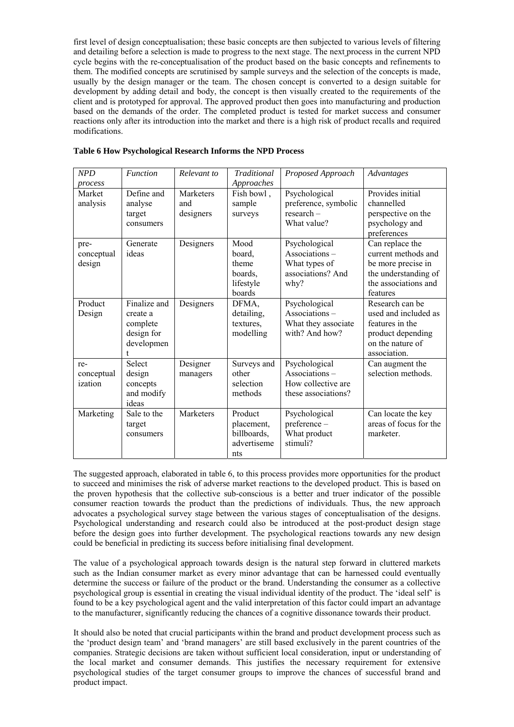first level of design conceptualisation; these basic concepts are then subjected to various levels of filtering and detailing before a selection is made to progress to the next stage. The next process in the current NPD cycle begins with the re-conceptualisation of the product based on the basic concepts and refinements to them. The modified concepts are scrutinised by sample surveys and the selection of the concepts is made, usually by the design manager or the team. The chosen concept is converted to a design suitable for development by adding detail and body, the concept is then visually created to the requirements of the client and is prototyped for approval. The approved product then goes into manufacturing and production based on the demands of the order. The completed product is tested for market success and consumer reactions only after its introduction into the market and there is a high risk of product recalls and required modifications.

**Table 6 How Psychological Research Informs the NPD Process**

| *NPD process* | *Function* | *Relevant to* | *Traditional Approaches* | *Proposed Approach* | *Advantages* |
|---|---|---|---|---|---|
| Market analysis | Define and analyse target consumers | Marketers and designers | Fish bowl , sample surveys | Psychological preference, symbolic research – What value? | Provides initial channelled perspective on the psychology and preferences |
| pre-conceptual design | Generate ideas | Designers | Mood board, theme boards, lifestyle boards | Psychological Associations – What types of associations? And why? | Can replace the current methods and be more precise in the understanding of the associations and features |
| Product Design | Finalize and create a complete design for development | Designers | DFMA, detailing, textures, modelling | Psychological Associations – What they associate with? And how? | Research can be used and included as features in the product depending on the nature of association. |
| re-conceptualization | Select design concepts and modify ideas | Designer managers | Surveys and other selection methods | Psychological Associations – How collective are these associations? | Can augment the selection methods. |
| Marketing | Sale to the target consumers | Marketers | Product placement, billboards, advertisements | Psychological preference – What product stimuli? | Can locate the key areas of focus for the marketer. |

The suggested approach, elaborated in table 6, to this process provides more opportunities for the product to succeed and minimises the risk of adverse market reactions to the developed product. This is based on the proven hypothesis that the collective sub-conscious is a better and truer indicator of the possible consumer reaction towards the product than the predictions of individuals. Thus, the new approach advocates a psychological survey stage between the various stages of conceptualisation of the designs. Psychological understanding and research could also be introduced at the post-product design stage before the design goes into further development. The psychological reactions towards any new design could be beneficial in predicting its success before initialising final development.

The value of a psychological approach towards design is the natural step forward in cluttered markets such as the Indian consumer market as every minor advantage that can be harnessed could eventually determine the success or failure of the product or the brand. Understanding the consumer as a collective psychological group is essential in creating the visual individual identity of the product. The 'ideal self' is found to be a key psychological agent and the valid interpretation of this factor could impart an advantage to the manufacturer, significantly reducing the chances of a cognitive dissonance towards their product.

It should also be noted that crucial participants within the brand and product development process such as the 'product design team' and 'brand managers' are still based exclusively in the parent countries of the companies. Strategic decisions are taken without sufficient local consideration, input or understanding of the local market and consumer demands. This justifies the necessary requirement for extensive psychological studies of the target consumer groups to improve the chances of successful brand and product impact.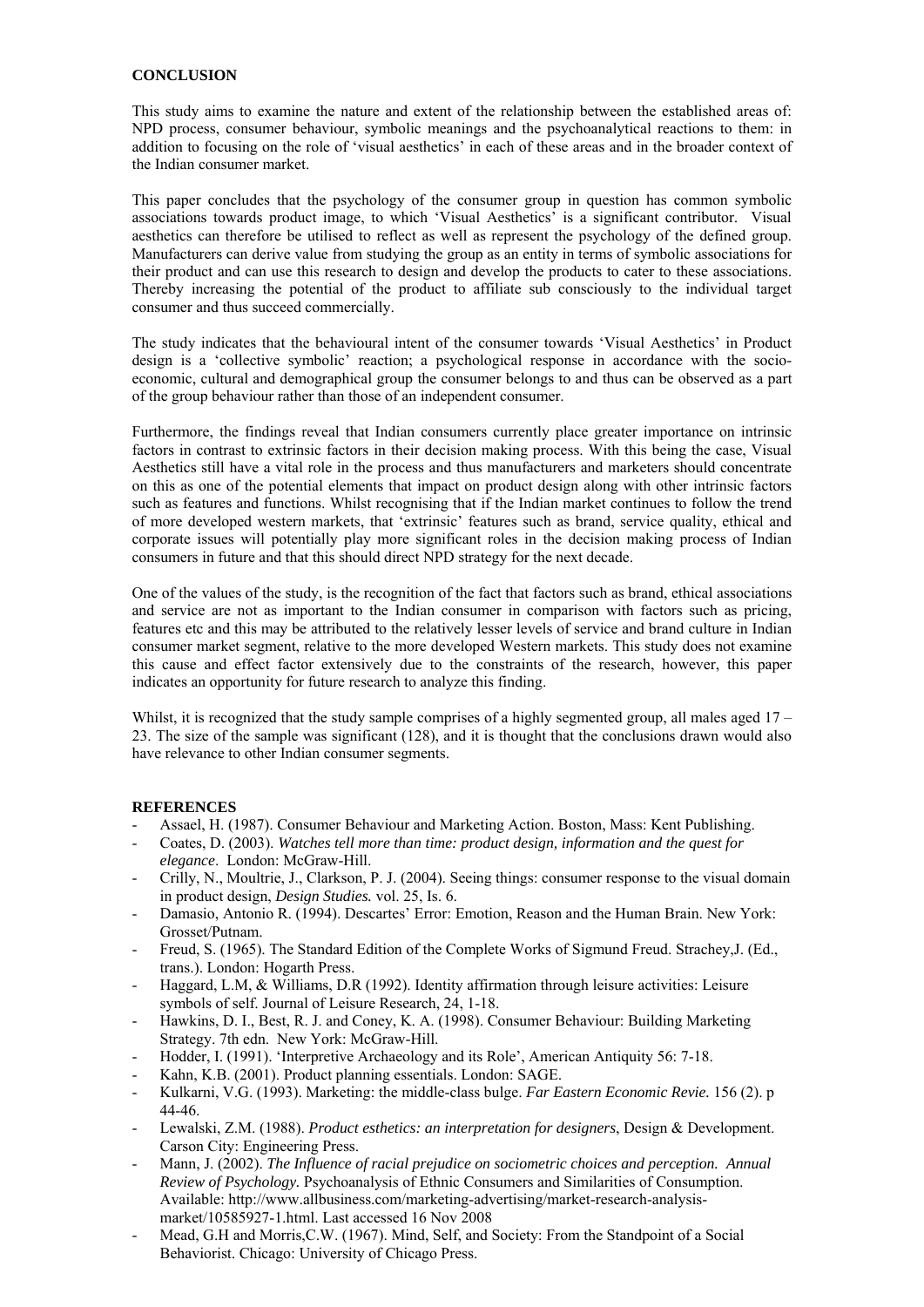**CONCLUSION**

This study aims to examine the nature and extent of the relationship between the established areas of: NPD process, consumer behaviour, symbolic meanings and the psychoanalytical reactions to them: in addition to focusing on the role of 'visual aesthetics' in each of these areas and in the broader context of the Indian consumer market.

This paper concludes that the psychology of the consumer group in question has common symbolic associations towards product image, to which 'Visual Aesthetics' is a significant contributor. Visual aesthetics can therefore be utilised to reflect as well as represent the psychology of the defined group. Manufacturers can derive value from studying the group as an entity in terms of symbolic associations for their product and can use this research to design and develop the products to cater to these associations. Thereby increasing the potential of the product to affiliate sub consciously to the individual target consumer and thus succeed commercially.

The study indicates that the behavioural intent of the consumer towards 'Visual Aesthetics' in Product design is a 'collective symbolic' reaction; a psychological response in accordance with the socio-economic, cultural and demographical group the consumer belongs to and thus can be observed as a part of the group behaviour rather than those of an independent consumer.

Furthermore, the findings reveal that Indian consumers currently place greater importance on intrinsic factors in contrast to extrinsic factors in their decision making process. With this being the case, Visual Aesthetics still have a vital role in the process and thus manufacturers and marketers should concentrate on this as one of the potential elements that impact on product design along with other intrinsic factors such as features and functions. Whilst recognising that if the Indian market continues to follow the trend of more developed western markets, that 'extrinsic' features such as brand, service quality, ethical and corporate issues will potentially play more significant roles in the decision making process of Indian consumers in future and that this should direct NPD strategy for the next decade.

One of the values of the study, is the recognition of the fact that factors such as brand, ethical associations and service are not as important to the Indian consumer in comparison with factors such as pricing, features etc and this may be attributed to the relatively lesser levels of service and brand culture in Indian consumer market segment, relative to the more developed Western markets. This study does not examine this cause and effect factor extensively due to the constraints of the research, however, this paper indicates an opportunity for future research to analyze this finding.

Whilst, it is recognized that the study sample comprises of a highly segmented group, all males aged 17 – 23. The size of the sample was significant (128), and it is thought that the conclusions drawn would also have relevance to other Indian consumer segments.

**REFERENCES**

- Assael, H. (1987). Consumer Behaviour and Marketing Action. Boston, Mass: Kent Publishing.
- Coates, D. (2003). *Watches tell more than time: product design, information and the quest for elegance*. London: McGraw-Hill.
- Crilly, N., Moultrie, J., Clarkson, P. J. (2004). Seeing things: consumer response to the visual domain in product design, *Design Studies.* vol. 25, Is. 6.
- Damasio, Antonio R. (1994). Descartes' Error: Emotion, Reason and the Human Brain. New York: Grosset/Putnam.
- Freud, S. (1965). The Standard Edition of the Complete Works of Sigmund Freud. Strachey,J. (Ed., trans.). London: Hogarth Press.
- Haggard, L.M, & Williams, D.R (1992). Identity affirmation through leisure activities: Leisure symbols of self. Journal of Leisure Research, 24, 1-18.
- Hawkins, D. I., Best, R. J. and Coney, K. A. (1998). Consumer Behaviour: Building Marketing Strategy. 7th edn. New York: McGraw-Hill.
- Hodder, I. (1991). 'Interpretive Archaeology and its Role', American Antiquity 56: 7-18.
- Kahn, K.B. (2001). Product planning essentials. London: SAGE.
- Kulkarni, V.G. (1993). Marketing: the middle-class bulge. *Far Eastern Economic Revie.* 156 (2). p 44-46.
- Lewalski, Z.M. (1988). *Product esthetics: an interpretation for designers*, Design & Development. Carson City: Engineering Press.
- Mann, J. (2002). *The Influence of racial prejudice on sociometric choices and perception. Annual Review of Psychology.* Psychoanalysis of Ethnic Consumers and Similarities of Consumption. Available: http://www.allbusiness.com/marketing-advertising/market-research-analysis-market/10585927-1.html. Last accessed 16 Nov 2008
- Mead, G.H and Morris,C.W. (1967). Mind, Self, and Society: From the Standpoint of a Social Behaviorist. Chicago: University of Chicago Press.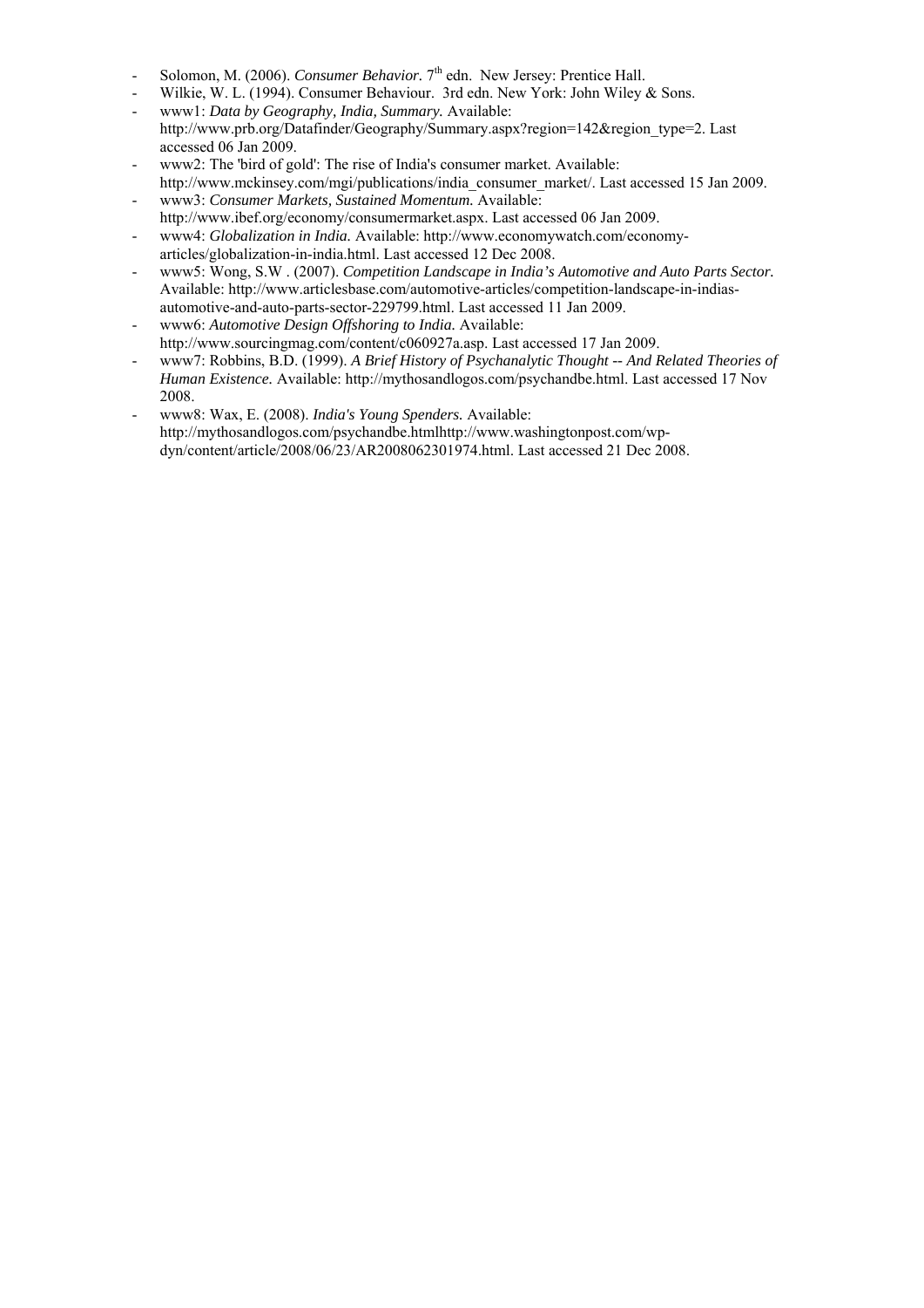- Solomon, M. (2006). *Consumer Behavior.* 7th edn. New Jersey: Prentice Hall.
- Wilkie, W. L. (1994). Consumer Behaviour. 3rd edn. New York: John Wiley & Sons.
- www1: *Data by Geography, India, Summary.* Available: http://www.prb.org/Datafinder/Geography/Summary.aspx?region=142&region_type=2. Last accessed 06 Jan 2009.
- www2: The 'bird of gold': The rise of India's consumer market. Available: http://www.mckinsey.com/mgi/publications/india_consumer_market/. Last accessed 15 Jan 2009.
- www3: *Consumer Markets, Sustained Momentum.* Available: http://www.ibef.org/economy/consumermarket.aspx. Last accessed 06 Jan 2009.
- www4: *Globalization in India.* Available: http://www.economywatch.com/economy-articles/globalization-in-india.html. Last accessed 12 Dec 2008.
- www5: Wong, S.W . (2007). *Competition Landscape in India's Automotive and Auto Parts Sector.* Available: http://www.articlesbase.com/automotive-articles/competition-landscape-in-indias-automotive-and-auto-parts-sector-229799.html. Last accessed 11 Jan 2009.
- www6: *Automotive Design Offshoring to India.* Available: http://www.sourcingmag.com/content/c060927a.asp. Last accessed 17 Jan 2009.
- www7: Robbins, B.D. (1999). *A Brief History of Psychanalytic Thought -- And Related Theories of Human Existence.* Available: http://mythosandlogos.com/psychandbe.html. Last accessed 17 Nov 2008.
- www8: Wax, E. (2008). *India's Young Spenders.* Available: http://mythosandlogos.com/psychandbe.htmlhttp://www.washingtonpost.com/wp-dyn/content/article/2008/06/23/AR2008062301974.html. Last accessed 21 Dec 2008.